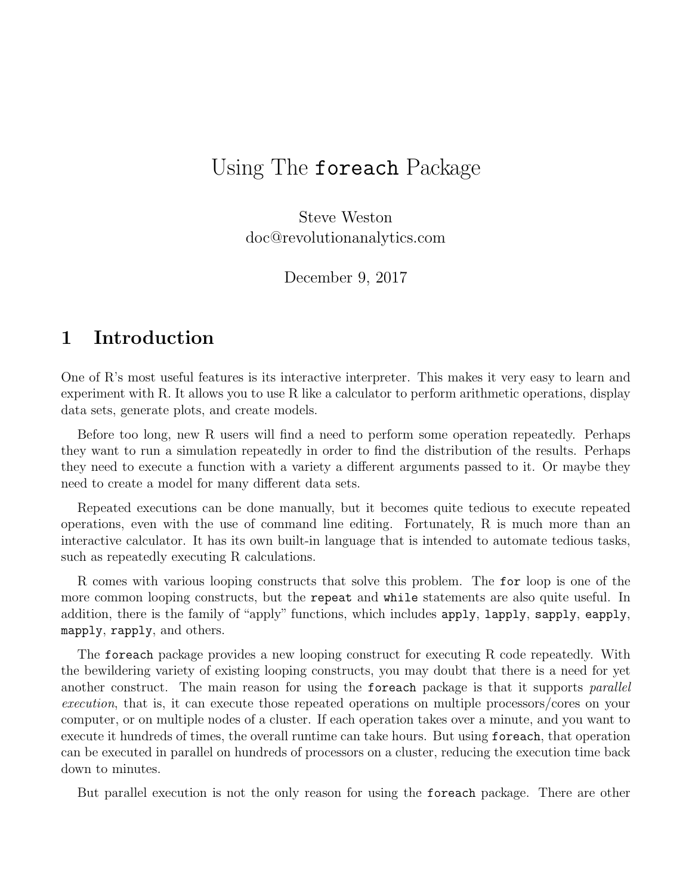# Using The `foreach` Package

Steve Weston
doc@revolutionanalytics.com

December 9, 2017

## 1 Introduction

One of R's most useful features is its interactive interpreter. This makes it very easy to learn and experiment with R. It allows you to use R like a calculator to perform arithmetic operations, display data sets, generate plots, and create models.

Before too long, new R users will find a need to perform some operation repeatedly. Perhaps they want to run a simulation repeatedly in order to find the distribution of the results. Perhaps they need to execute a function with a variety a different arguments passed to it. Or maybe they need to create a model for many different data sets.

Repeated executions can be done manually, but it becomes quite tedious to execute repeated operations, even with the use of command line editing. Fortunately, R is much more than an interactive calculator. It has its own built-in language that is intended to automate tedious tasks, such as repeatedly executing R calculations.

R comes with various looping constructs that solve this problem. The `for` loop is one of the more common looping constructs, but the `repeat` and `while` statements are also quite useful. In addition, there is the family of "apply" functions, which includes `apply`, `lapply`, `sapply`, `eapply`, `mapply`, `rapply`, and others.

The `foreach` package provides a new looping construct for executing R code repeatedly. With the bewildering variety of existing looping constructs, you may doubt that there is a need for yet another construct. The main reason for using the `foreach` package is that it supports *parallel execution*, that is, it can execute those repeated operations on multiple processors/cores on your computer, or on multiple nodes of a cluster. If each operation takes over a minute, and you want to execute it hundreds of times, the overall runtime can take hours. But using `foreach`, that operation can be executed in parallel on hundreds of processors on a cluster, reducing the execution time back down to minutes.

But parallel execution is not the only reason for using the `foreach` package. There are other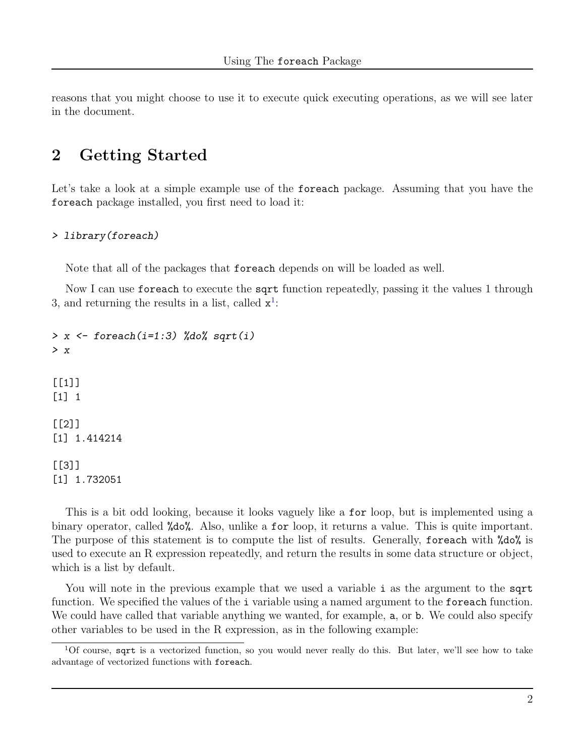reasons that you might choose to use it to execute quick executing operations, as we will see later in the document.

## 2 Getting Started

Let's take a look at a simple example use of the `foreach` package. Assuming that you have the `foreach` package installed, you first need to load it:

```
> library(foreach)
```

Note that all of the packages that `foreach` depends on will be loaded as well.

Now I can use `foreach` to execute the `sqrt` function repeatedly, passing it the values 1 through 3, and returning the results in a list, called `x`[1]:

```
> x <- foreach(i=1:3) %do% sqrt(i)
> x

[[1]]
[1] 1

[[2]]
[1] 1.414214

[[3]]
[1] 1.732051
```

This is a bit odd looking, because it looks vaguely like a `for` loop, but is implemented using a binary operator, called `%do%`. Also, unlike a `for` loop, it returns a value. This is quite important. The purpose of this statement is to compute the list of results. Generally, `foreach` with `%do%` is used to execute an R expression repeatedly, and return the results in some data structure or object, which is a list by default.

You will note in the previous example that we used a variable `i` as the argument to the `sqrt` function. We specified the values of the `i` variable using a named argument to the `foreach` function. We could have called that variable anything we wanted, for example, `a`, or `b`. We could also specify other variables to be used in the R expression, as in the following example:

[1] Of course, `sqrt` is a vectorized function, so you would never really do this. But later, we'll see how to take advantage of vectorized functions with `foreach`.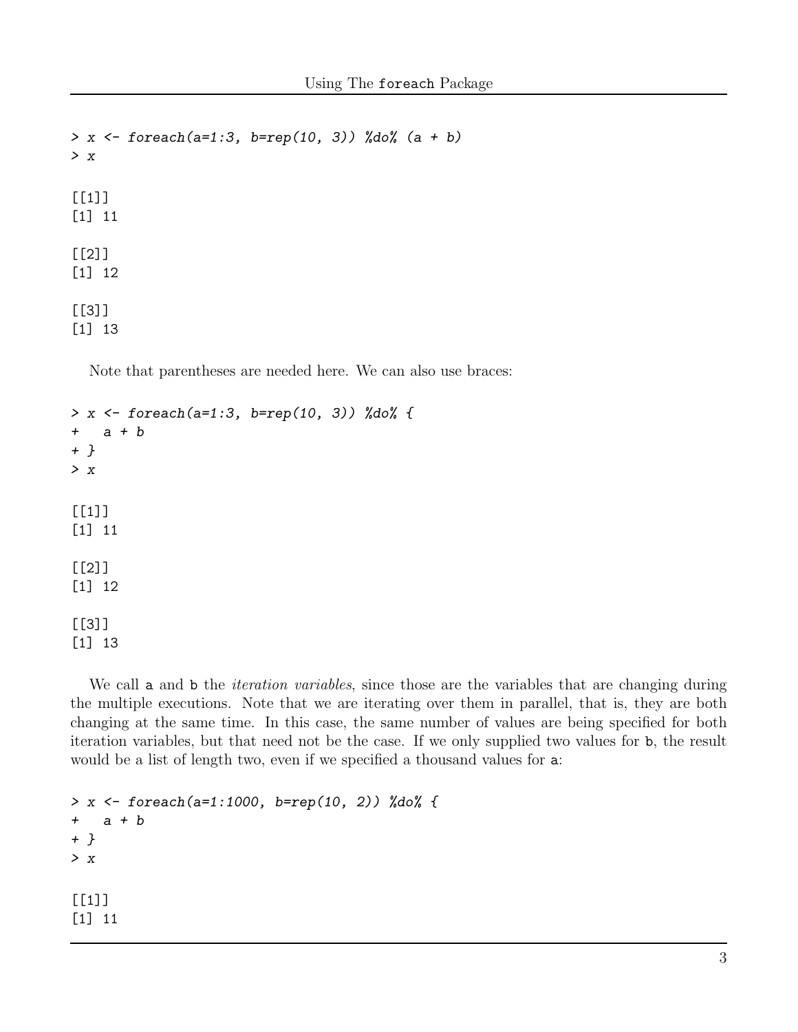```
> x <- foreach(a=1:3, b=rep(10, 3)) %do% (a + b)
> x

[[1]]
[1] 11

[[2]]
[1] 12

[[3]]
[1] 13
```

Note that parentheses are needed here. We can also use braces:

```
> x <- foreach(a=1:3, b=rep(10, 3)) %do% {
+   a + b
+ }
> x

[[1]]
[1] 11

[[2]]
[1] 12

[[3]]
[1] 13
```

We call `a` and `b` the *iteration variables*, since those are the variables that are changing during the multiple executions. Note that we are iterating over them in parallel, that is, they are both changing at the same time. In this case, the same number of values are being specified for both iteration variables, but that need not be the case. If we only supplied two values for `b`, the result would be a list of length two, even if we specified a thousand values for `a`:

```
> x <- foreach(a=1:1000, b=rep(10, 2)) %do% {
+   a + b
+ }
> x

[[1]]
[1] 11
```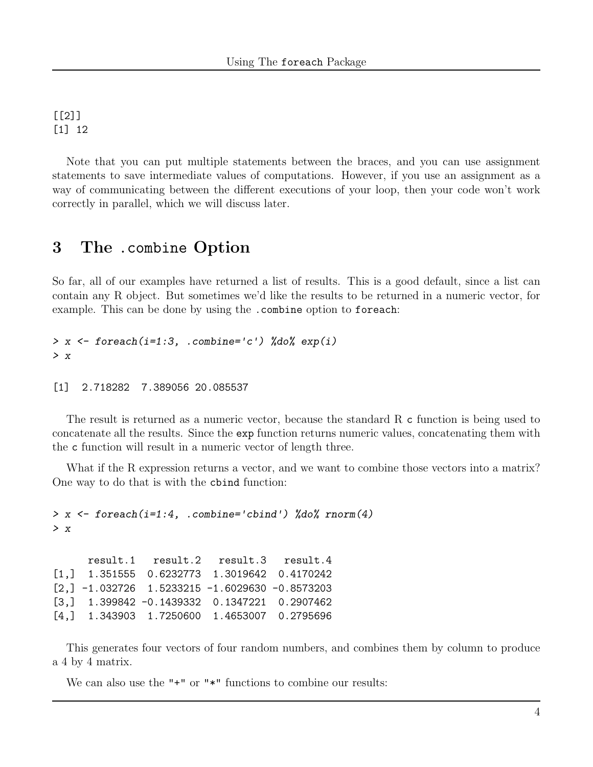```
[[2]]
[1] 12
```

Note that you can put multiple statements between the braces, and you can use assignment statements to save intermediate values of computations. However, if you use an assignment as a way of communicating between the different executions of your loop, then your code won't work correctly in parallel, which we will discuss later.

# 3 The .combine Option

So far, all of our examples have returned a list of results. This is a good default, since a list can contain any R object. But sometimes we'd like the results to be returned in a numeric vector, for example. This can be done by using the `.combine` option to `foreach`:

```
> x <- foreach(i=1:3, .combine='c') %do% exp(i)
> x

[1]  2.718282  7.389056 20.085537
```

The result is returned as a numeric vector, because the standard R `c` function is being used to concatenate all the results. Since the `exp` function returns numeric values, concatenating them with the `c` function will result in a numeric vector of length three.

What if the R expression returns a vector, and we want to combine those vectors into a matrix? One way to do that is with the `cbind` function:

```
> x <- foreach(i=1:4, .combine='cbind') %do% rnorm(4)
> x

      result.1   result.2   result.3   result.4
[1,]  1.351555  0.6232773  1.3019642  0.4170242
[2,] -1.032726  1.5233215 -1.6029630 -0.8573203
[3,]  1.399842 -0.1439332  0.1347221  0.2907462
[4,]  1.343903  1.7250600  1.4653007  0.2795696
```

This generates four vectors of four random numbers, and combines them by column to produce a 4 by 4 matrix.

We can also use the `"+"` or `"*"` functions to combine our results: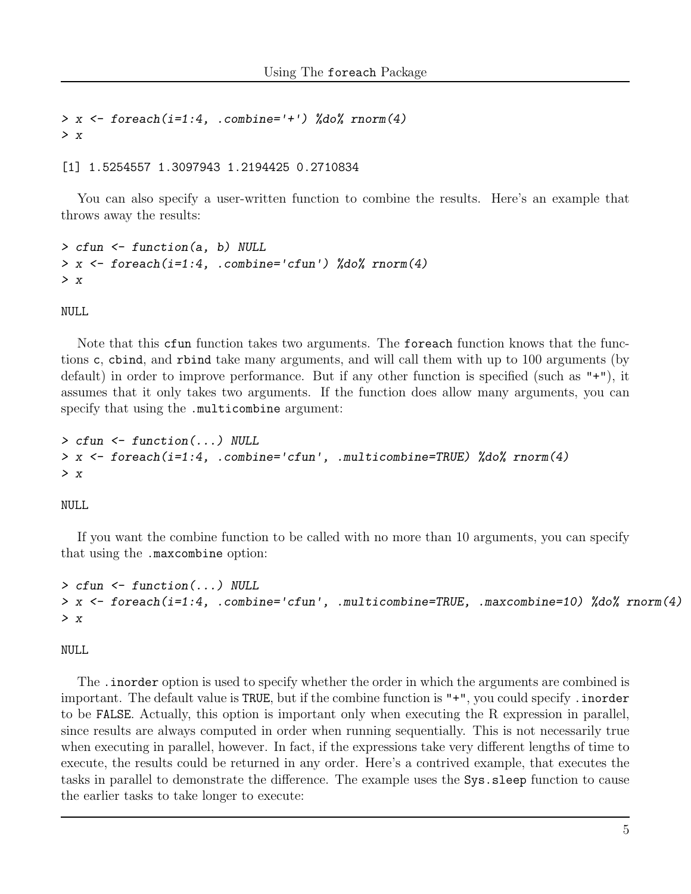```
> x <- foreach(i=1:4, .combine='+') %do% rnorm(4)
> x

[1] 1.5254557 1.3097943 1.2194425 0.2710834
```

You can also specify a user-written function to combine the results. Here's an example that throws away the results:

```
> cfun <- function(a, b) NULL
> x <- foreach(i=1:4, .combine='cfun') %do% rnorm(4)
> x

NULL
```

Note that this `cfun` function takes two arguments. The `foreach` function knows that the functions `c`, `cbind`, and `rbind` take many arguments, and will call them with up to 100 arguments (by default) in order to improve performance. But if any other function is specified (such as `"+"`), it assumes that it only takes two arguments. If the function does allow many arguments, you can specify that using the `.multicombine` argument:

```
> cfun <- function(...) NULL
> x <- foreach(i=1:4, .combine='cfun', .multicombine=TRUE) %do% rnorm(4)
> x

NULL
```

If you want the combine function to be called with no more than 10 arguments, you can specify that using the `.maxcombine` option:

```
> cfun <- function(...) NULL
> x <- foreach(i=1:4, .combine='cfun', .multicombine=TRUE, .maxcombine=10) %do% rnorm(4)
> x

NULL
```

The `.inorder` option is used to specify whether the order in which the arguments are combined is important. The default value is `TRUE`, but if the combine function is `"+"`, you could specify `.inorder` to be `FALSE`. Actually, this option is important only when executing the R expression in parallel, since results are always computed in order when running sequentially. This is not necessarily true when executing in parallel, however. In fact, if the expressions take very different lengths of time to execute, the results could be returned in any order. Here's a contrived example, that executes the tasks in parallel to demonstrate the difference. The example uses the `Sys.sleep` function to cause the earlier tasks to take longer to execute: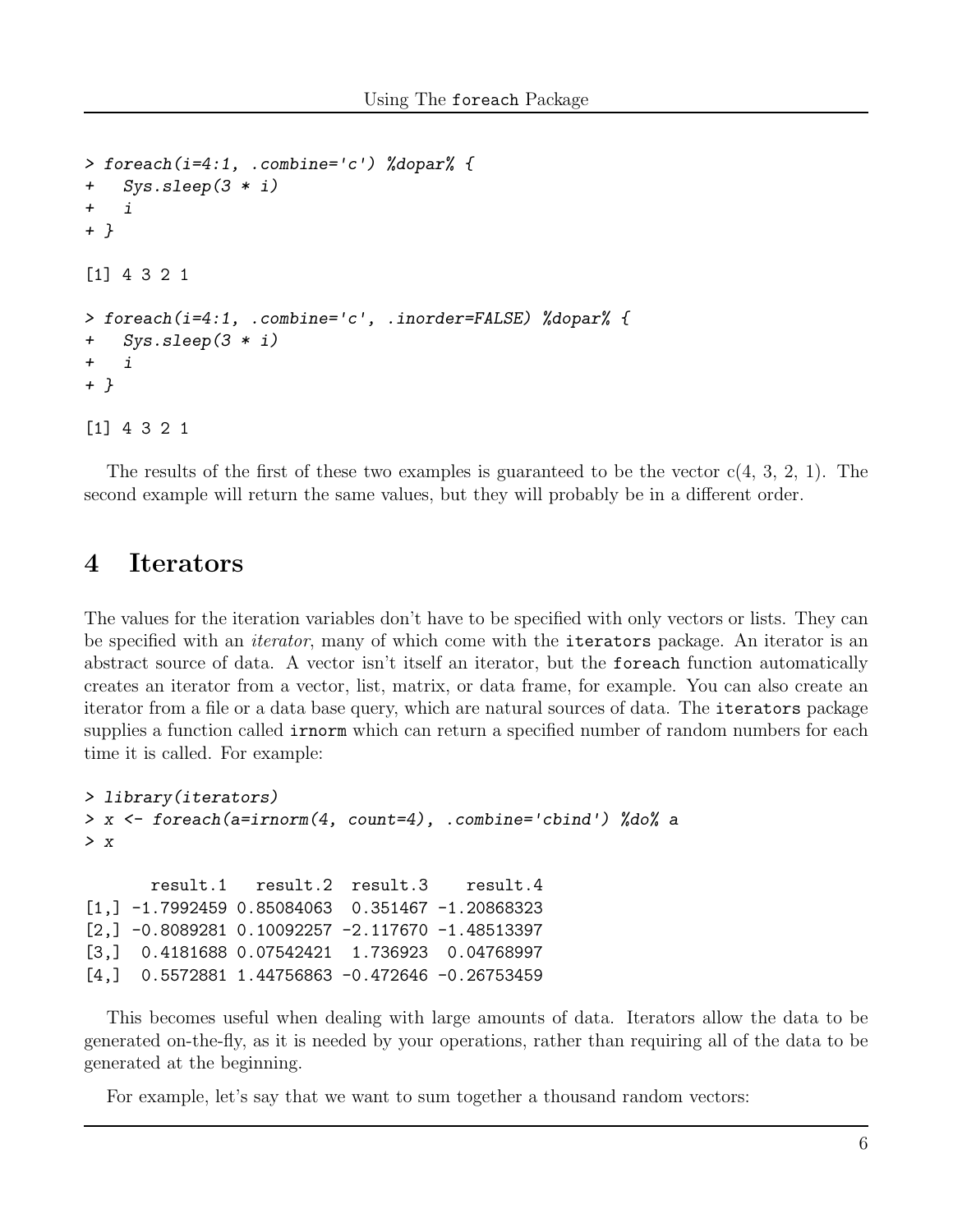```
> foreach(i=4:1, .combine='c') %dopar% {
+   Sys.sleep(3 * i)
+   i
+ }

[1] 4 3 2 1

> foreach(i=4:1, .combine='c', .inorder=FALSE) %dopar% {
+   Sys.sleep(3 * i)
+   i
+ }

[1] 4 3 2 1
```

The results of the first of these two examples is guaranteed to be the vector c(4, 3, 2, 1). The second example will return the same values, but they will probably be in a different order.

## 4 Iterators

The values for the iteration variables don't have to be specified with only vectors or lists. They can be specified with an *iterator*, many of which come with the `iterators` package. An iterator is an abstract source of data. A vector isn't itself an iterator, but the `foreach` function automatically creates an iterator from a vector, list, matrix, or data frame, for example. You can also create an iterator from a file or a data base query, which are natural sources of data. The `iterators` package supplies a function called `irnorm` which can return a specified number of random numbers for each time it is called. For example:

```
> library(iterators)
> x <- foreach(a=irnorm(4, count=4), .combine='cbind') %do% a
> x

       result.1   result.2  result.3    result.4
[1,] -1.7992459 0.85084063  0.351467 -1.20868323
[2,] -0.8089281 0.10092257 -2.117670 -1.48513397
[3,]  0.4181688 0.07542421  1.736923  0.04768997
[4,]  0.5572881 1.44756863 -0.472646 -0.26753459
```

This becomes useful when dealing with large amounts of data. Iterators allow the data to be generated on-the-fly, as it is needed by your operations, rather than requiring all of the data to be generated at the beginning.

For example, let's say that we want to sum together a thousand random vectors: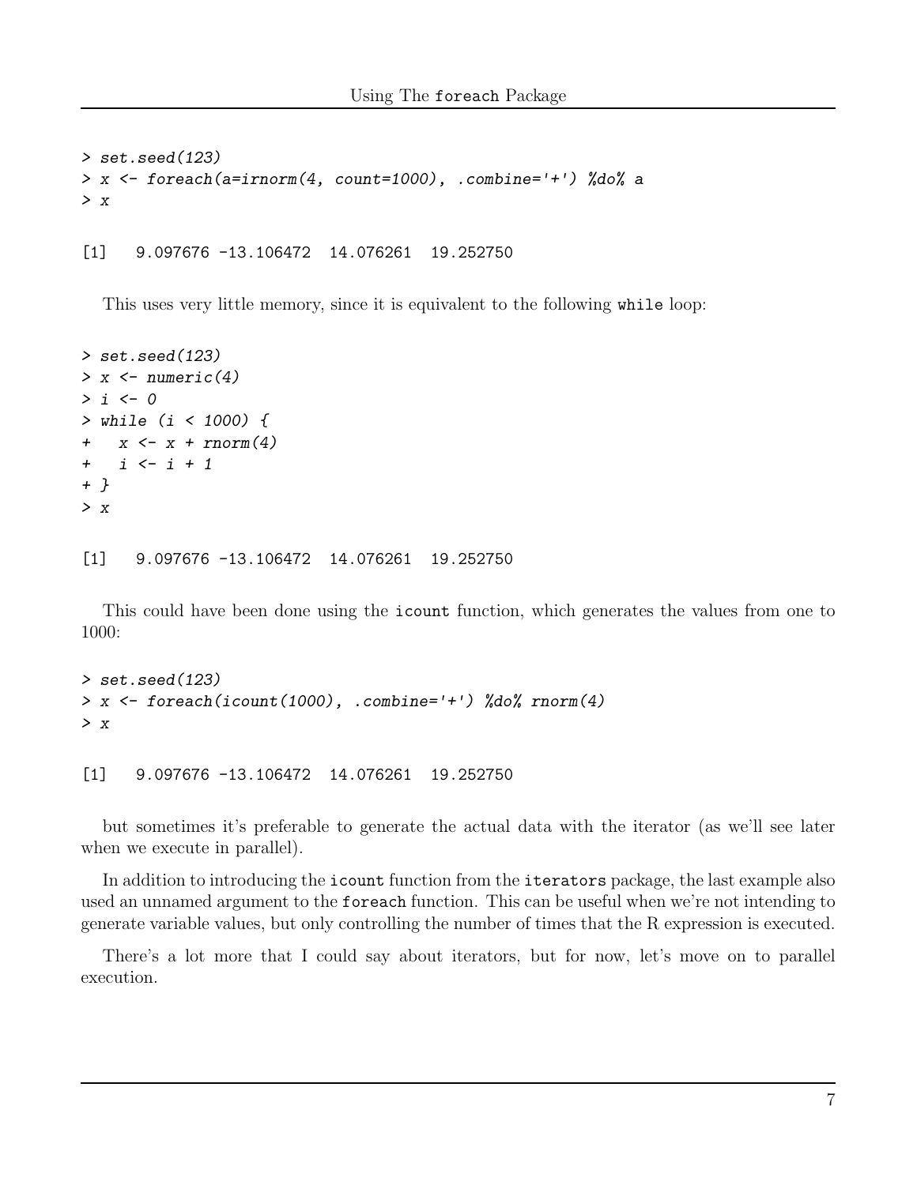```
> set.seed(123)
> x <- foreach(a=irnorm(4, count=1000), .combine='+') %do% a
> x
```

```
[1]   9.097676 -13.106472  14.076261  19.252750
```

This uses very little memory, since it is equivalent to the following `while` loop:

```
> set.seed(123)
> x <- numeric(4)
> i <- 0
> while (i < 1000) {
+   x <- x + rnorm(4)
+   i <- i + 1
+ }
> x
```

```
[1]   9.097676 -13.106472  14.076261  19.252750
```

This could have been done using the `icount` function, which generates the values from one to 1000:

```
> set.seed(123)
> x <- foreach(icount(1000), .combine='+') %do% rnorm(4)
> x
```

```
[1]   9.097676 -13.106472  14.076261  19.252750
```

but sometimes it's preferable to generate the actual data with the iterator (as we'll see later when we execute in parallel).

In addition to introducing the `icount` function from the `iterators` package, the last example also used an unnamed argument to the `foreach` function. This can be useful when we're not intending to generate variable values, but only controlling the number of times that the R expression is executed.

There's a lot more that I could say about iterators, but for now, let's move on to parallel execution.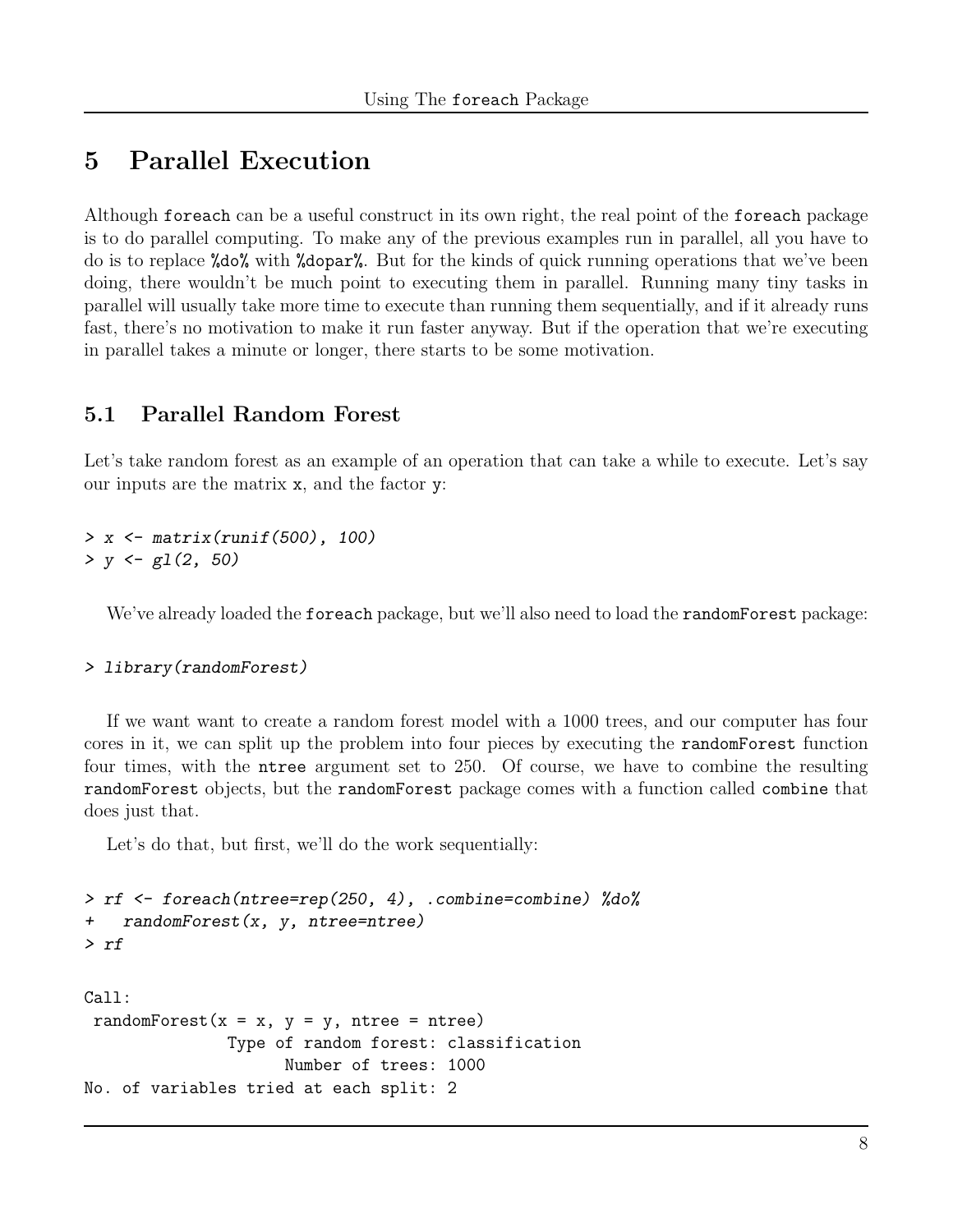# 5 Parallel Execution

Although foreach can be a useful construct in its own right, the real point of the foreach package is to do parallel computing. To make any of the previous examples run in parallel, all you have to do is to replace %do% with %dopar%. But for the kinds of quick running operations that we've been doing, there wouldn't be much point to executing them in parallel. Running many tiny tasks in parallel will usually take more time to execute than running them sequentially, and if it already runs fast, there's no motivation to make it run faster anyway. But if the operation that we're executing in parallel takes a minute or longer, there starts to be some motivation.

## 5.1 Parallel Random Forest

Let's take random forest as an example of an operation that can take a while to execute. Let's say our inputs are the matrix x, and the factor y:

```
> x <- matrix(runif(500), 100)
> y <- gl(2, 50)
```

We've already loaded the foreach package, but we'll also need to load the randomForest package:

```
> library(randomForest)
```

If we want want to create a random forest model with a 1000 trees, and our computer has four cores in it, we can split up the problem into four pieces by executing the randomForest function four times, with the ntree argument set to 250. Of course, we have to combine the resulting randomForest objects, but the randomForest package comes with a function called combine that does just that.

Let's do that, but first, we'll do the work sequentially:

```
> rf <- foreach(ntree=rep(250, 4), .combine=combine) %do%
+   randomForest(x, y, ntree=ntree)
> rf

Call:
 randomForest(x = x, y = y, ntree = ntree)
               Type of random forest: classification
                     Number of trees: 1000
No. of variables tried at each split: 2
```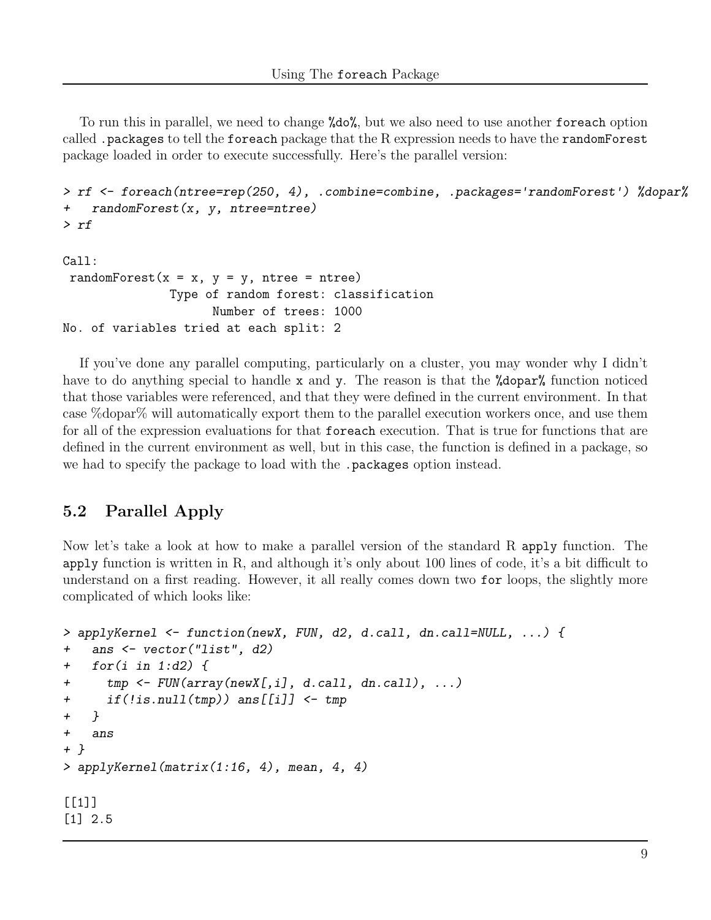To run this in parallel, we need to change `%do%`, but we also need to use another `foreach` option called `.packages` to tell the `foreach` package that the R expression needs to have the `randomForest` package loaded in order to execute successfully. Here's the parallel version:

```
> rf <- foreach(ntree=rep(250, 4), .combine=combine, .packages='randomForest') %dopar%
+   randomForest(x, y, ntree=ntree)
> rf

Call:
 randomForest(x = x, y = y, ntree = ntree)
               Type of random forest: classification
                     Number of trees: 1000
No. of variables tried at each split: 2
```

If you've done any parallel computing, particularly on a cluster, you may wonder why I didn't have to do anything special to handle `x` and `y`. The reason is that the `%dopar%` function noticed that those variables were referenced, and that they were defined in the current environment. In that case %dopar% will automatically export them to the parallel execution workers once, and use them for all of the expression evaluations for that `foreach` execution. That is true for functions that are defined in the current environment as well, but in this case, the function is defined in a package, so we had to specify the package to load with the `.packages` option instead.

## 5.2 Parallel Apply

Now let's take a look at how to make a parallel version of the standard R `apply` function. The `apply` function is written in R, and although it's only about 100 lines of code, it's a bit difficult to understand on a first reading. However, it all really comes down two `for` loops, the slightly more complicated of which looks like:

```
> applyKernel <- function(newX, FUN, d2, d.call, dn.call=NULL, ...) {
+   ans <- vector("list", d2)
+   for(i in 1:d2) {
+     tmp <- FUN(array(newX[,i], d.call, dn.call), ...)
+     if(!is.null(tmp)) ans[[i]] <- tmp
+   }
+   ans
+ }
> applyKernel(matrix(1:16, 4), mean, 4, 4)

[[1]]
[1] 2.5
```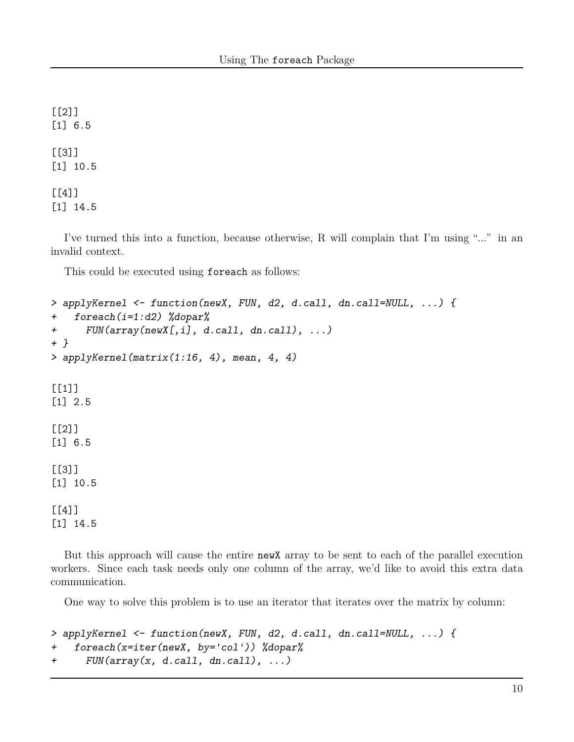```
[[2]]
[1] 6.5

[[3]]
[1] 10.5

[[4]]
[1] 14.5
```

I've turned this into a function, because otherwise, R will complain that I'm using "..." in an invalid context.

This could be executed using `foreach` as follows:

```
> applyKernel <- function(newX, FUN, d2, d.call, dn.call=NULL, ...) {
+   foreach(i=1:d2) %dopar%
+     FUN(array(newX[,i], d.call, dn.call), ...)
+ }
> applyKernel(matrix(1:16, 4), mean, 4, 4)

[[1]]
[1] 2.5

[[2]]
[1] 6.5

[[3]]
[1] 10.5

[[4]]
[1] 14.5
```

But this approach will cause the entire `newX` array to be sent to each of the parallel execution workers. Since each task needs only one column of the array, we'd like to avoid this extra data communication.

One way to solve this problem is to use an iterator that iterates over the matrix by column:

```
> applyKernel <- function(newX, FUN, d2, d.call, dn.call=NULL, ...) {
+   foreach(x=iter(newX, by='col')) %dopar%
+     FUN(array(x, d.call, dn.call), ...)
```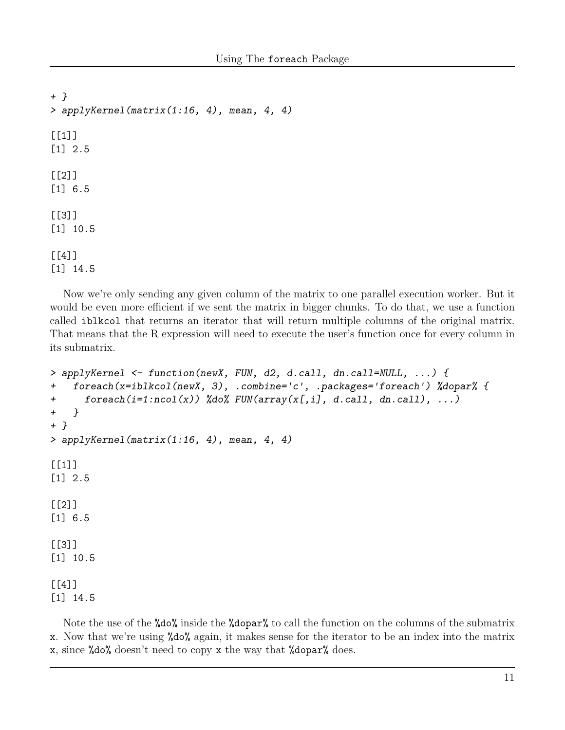```
+ }
> applyKernel(matrix(1:16, 4), mean, 4, 4)

[[1]]
[1] 2.5

[[2]]
[1] 6.5

[[3]]
[1] 10.5

[[4]]
[1] 14.5
```

Now we're only sending any given column of the matrix to one parallel execution worker. But it would be even more efficient if we sent the matrix in bigger chunks. To do that, we use a function called `iblkcol` that returns an iterator that will return multiple columns of the original matrix. That means that the R expression will need to execute the user's function once for every column in its submatrix.

```
> applyKernel <- function(newX, FUN, d2, d.call, dn.call=NULL, ...) {
+   foreach(x=iblkcol(newX, 3), .combine='c', .packages='foreach') %dopar% {
+     foreach(i=1:ncol(x)) %do% FUN(array(x[,i], d.call, dn.call), ...)
+   }
+ }
> applyKernel(matrix(1:16, 4), mean, 4, 4)

[[1]]
[1] 2.5

[[2]]
[1] 6.5

[[3]]
[1] 10.5

[[4]]
[1] 14.5
```

Note the use of the `%do%` inside the `%dopar%` to call the function on the columns of the submatrix `x`. Now that we're using `%do%` again, it makes sense for the iterator to be an index into the matrix `x`, since `%do%` doesn't need to copy `x` the way that `%dopar%` does.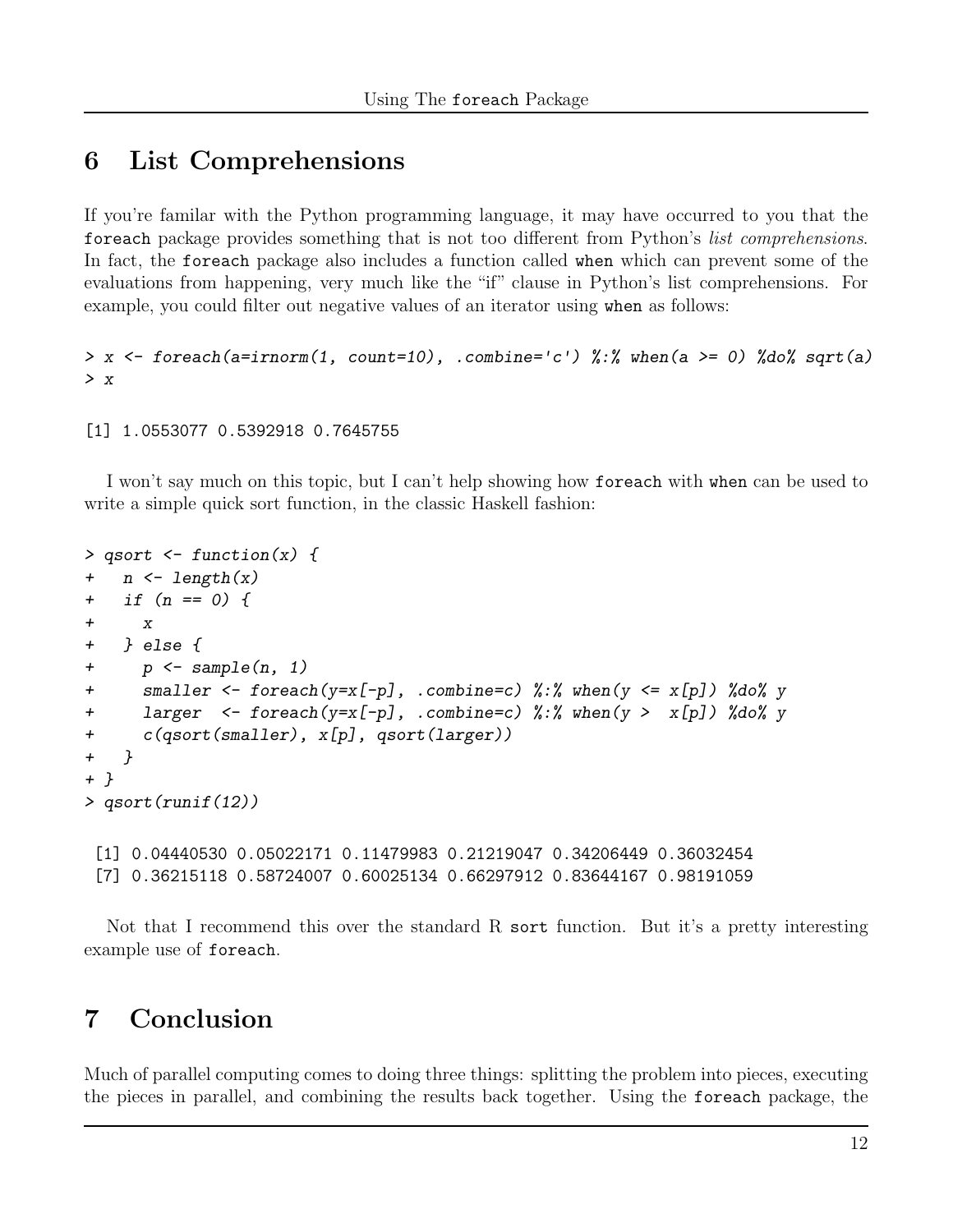## 6 List Comprehensions

If you're familar with the Python programming language, it may have occurred to you that the `foreach` package provides something that is not too different from Python's *list comprehensions*. In fact, the `foreach` package also includes a function called `when` which can prevent some of the evaluations from happening, very much like the "if" clause in Python's list comprehensions. For example, you could filter out negative values of an iterator using `when` as follows:

```
> x <- foreach(a=irnorm(1, count=10), .combine='c') %:% when(a >= 0) %do% sqrt(a)
> x
```

```
[1] 1.0553077 0.5392918 0.7645755
```

I won't say much on this topic, but I can't help showing how `foreach` with `when` can be used to write a simple quick sort function, in the classic Haskell fashion:

```
> qsort <- function(x) {
+   n <- length(x)
+   if (n == 0) {
+     x
+   } else {
+     p <- sample(n, 1)
+     smaller <- foreach(y=x[-p], .combine=c) %:% when(y <= x[p]) %do% y
+     larger  <- foreach(y=x[-p], .combine=c) %:% when(y >  x[p]) %do% y
+     c(qsort(smaller), x[p], qsort(larger))
+   }
+ }
> qsort(runif(12))
```

```
 [1] 0.04440530 0.05022171 0.11479983 0.21219047 0.34206449 0.36032454
 [7] 0.36215118 0.58724007 0.60025134 0.66297912 0.83644167 0.98191059
```

Not that I recommend this over the standard R `sort` function. But it's a pretty interesting example use of `foreach`.

## 7 Conclusion

Much of parallel computing comes to doing three things: splitting the problem into pieces, executing the pieces in parallel, and combining the results back together. Using the `foreach` package, the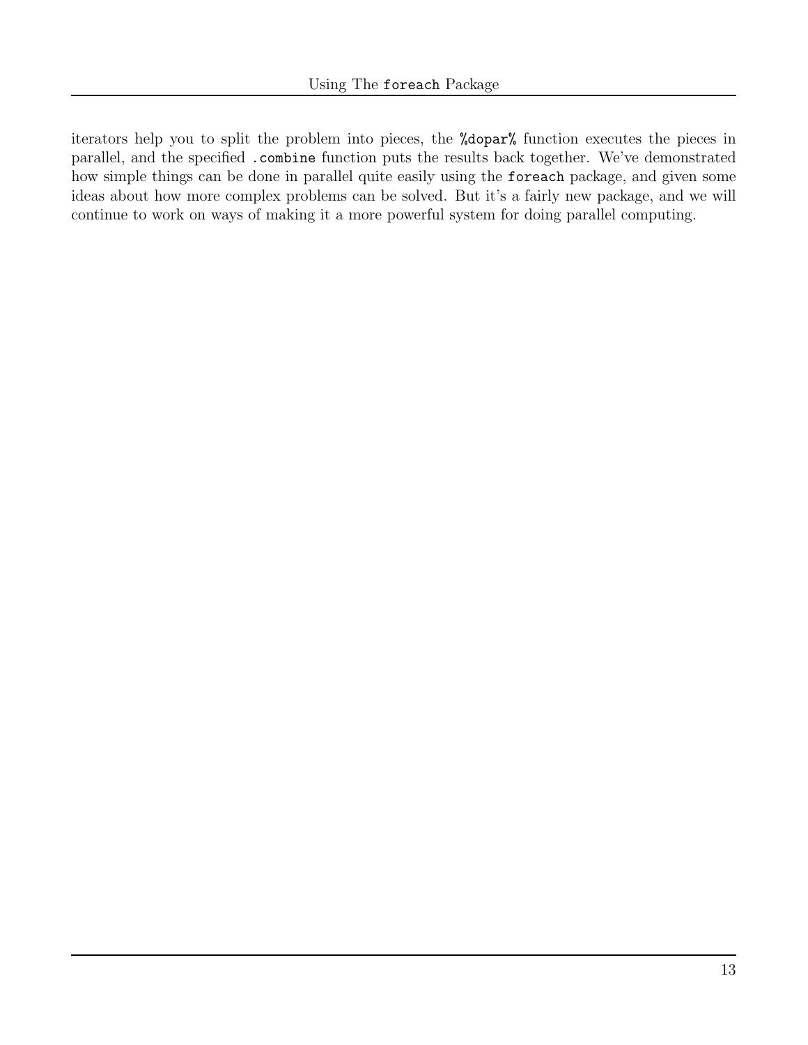iterators help you to split the problem into pieces, the `%dopar%` function executes the pieces in parallel, and the specified `.combine` function puts the results back together. We've demonstrated how simple things can be done in parallel quite easily using the `foreach` package, and given some ideas about how more complex problems can be solved. But it's a fairly new package, and we will continue to work on ways of making it a more powerful system for doing parallel computing.